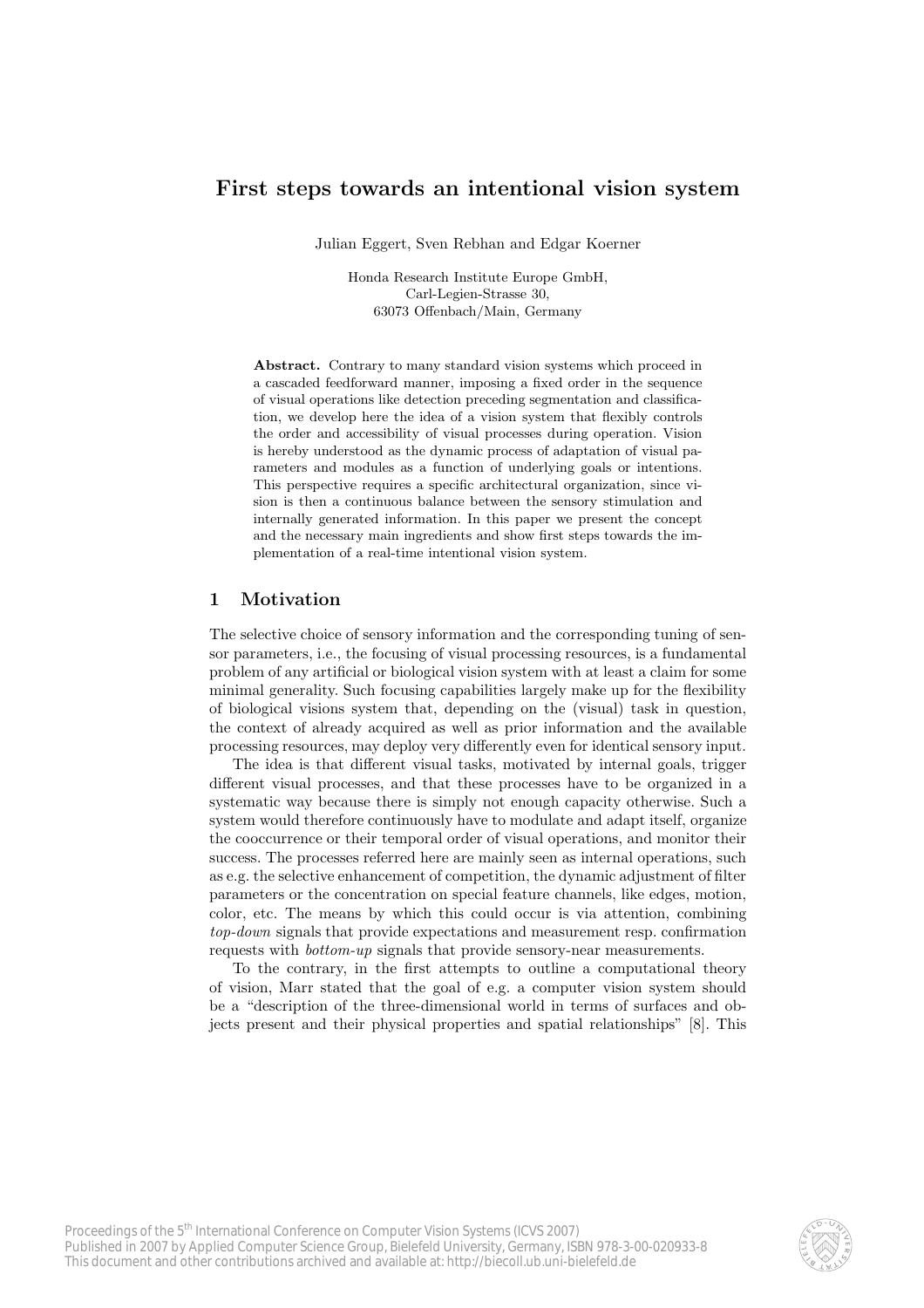# First steps towards an intentional vision system

Julian Eggert, Sven Rebhan and Edgar Koerner

Honda Research Institute Europe GmbH,
Carl-Legien-Strasse 30,
63073 Offenbach/Main, Germany

**Abstract.** Contrary to many standard vision systems which proceed in a cascaded feedforward manner, imposing a fixed order in the sequence of visual operations like detection preceding segmentation and classification, we develop here the idea of a vision system that flexibly controls the order and accessibility of visual processes during operation. Vision is hereby understood as the dynamic process of adaptation of visual parameters and modules as a function of underlying goals or intentions. This perspective requires a specific architectural organization, since vision is then a continuous balance between the sensory stimulation and internally generated information. In this paper we present the concept and the necessary main ingredients and show first steps towards the implementation of a real-time intentional vision system.

## 1 Motivation

The selective choice of sensory information and the corresponding tuning of sensor parameters, i.e., the focusing of visual processing resources, is a fundamental problem of any artificial or biological vision system with at least a claim for some minimal generality. Such focusing capabilities largely make up for the flexibility of biological visions system that, depending on the (visual) task in question, the context of already acquired as well as prior information and the available processing resources, may deploy very differently even for identical sensory input.

The idea is that different visual tasks, motivated by internal goals, trigger different visual processes, and that these processes have to be organized in a systematic way because there is simply not enough capacity otherwise. Such a system would therefore continuously have to modulate and adapt itself, organize the cooccurrence or their temporal order of visual operations, and monitor their success. The processes referred here are mainly seen as internal operations, such as e.g. the selective enhancement of competition, the dynamic adjustment of filter parameters or the concentration on special feature channels, like edges, motion, color, etc. The means by which this could occur is via attention, combining *top-down* signals that provide expectations and measurement resp. confirmation requests with *bottom-up* signals that provide sensory-near measurements.

To the contrary, in the first attempts to outline a computational theory of vision, Marr stated that the goal of e.g. a computer vision system should be a "description of the three-dimensional world in terms of surfaces and objects present and their physical properties and spatial relationships" [8]. This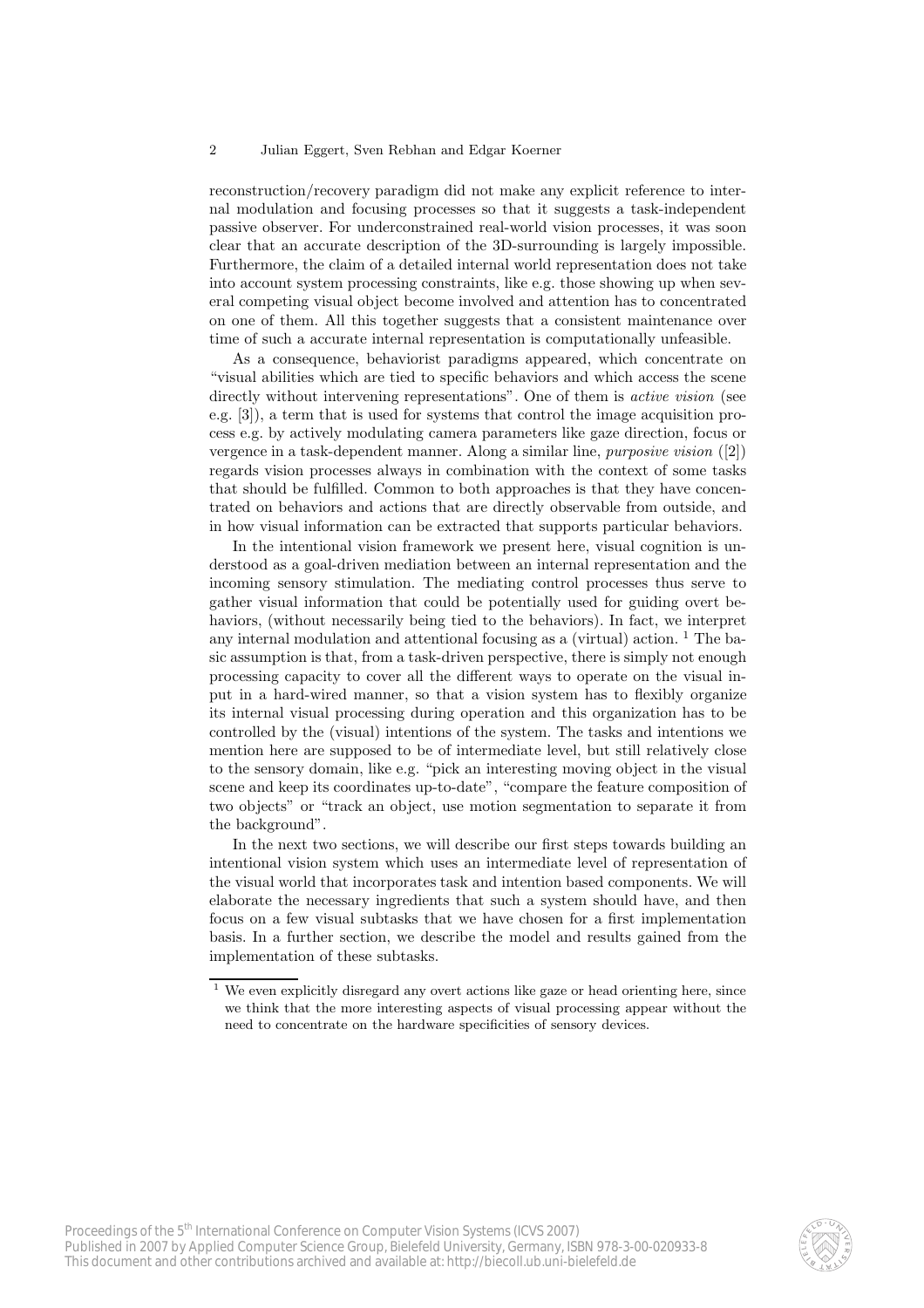reconstruction/recovery paradigm did not make any explicit reference to internal modulation and focusing processes so that it suggests a task-independent passive observer. For underconstrained real-world vision processes, it was soon clear that an accurate description of the 3D-surrounding is largely impossible. Furthermore, the claim of a detailed internal world representation does not take into account system processing constraints, like e.g. those showing up when several competing visual object become involved and attention has to concentrated on one of them. All this together suggests that a consistent maintenance over time of such a accurate internal representation is computationally unfeasible.

As a consequence, behaviorist paradigms appeared, which concentrate on "visual abilities which are tied to specific behaviors and which access the scene directly without intervening representations". One of them is *active vision* (see e.g. [3]), a term that is used for systems that control the image acquisition process e.g. by actively modulating camera parameters like gaze direction, focus or vergence in a task-dependent manner. Along a similar line, *purposive vision* ([2]) regards vision processes always in combination with the context of some tasks that should be fulfilled. Common to both approaches is that they have concentrated on behaviors and actions that are directly observable from outside, and in how visual information can be extracted that supports particular behaviors.

In the intentional vision framework we present here, visual cognition is understood as a goal-driven mediation between an internal representation and the incoming sensory stimulation. The mediating control processes thus serve to gather visual information that could be potentially used for guiding overt behaviors, (without necessarily being tied to the behaviors). In fact, we interpret any internal modulation and attentional focusing as a (virtual) action. [1] The basic assumption is that, from a task-driven perspective, there is simply not enough processing capacity to cover all the different ways to operate on the visual input in a hard-wired manner, so that a vision system has to flexibly organize its internal visual processing during operation and this organization has to be controlled by the (visual) intentions of the system. The tasks and intentions we mention here are supposed to be of intermediate level, but still relatively close to the sensory domain, like e.g. "pick an interesting moving object in the visual scene and keep its coordinates up-to-date", "compare the feature composition of two objects" or "track an object, use motion segmentation to separate it from the background".

In the next two sections, we will describe our first steps towards building an intentional vision system which uses an intermediate level of representation of the visual world that incorporates task and intention based components. We will elaborate the necessary ingredients that such a system should have, and then focus on a few visual subtasks that we have chosen for a first implementation basis. In a further section, we describe the model and results gained from the implementation of these subtasks.

[1] We even explicitly disregard any overt actions like gaze or head orienting here, since we think that the more interesting aspects of visual processing appear without the need to concentrate on the hardware specificities of sensory devices.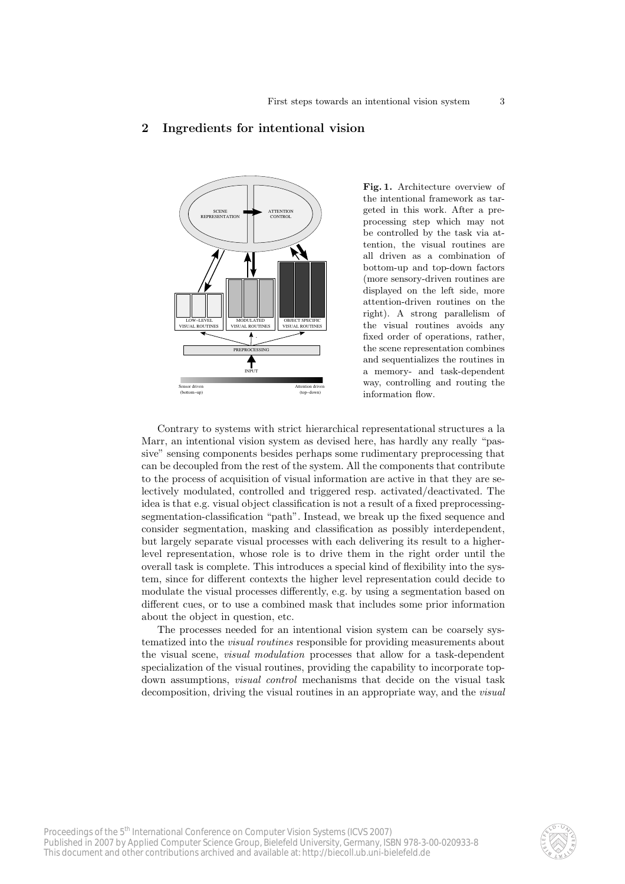## 2 Ingredients for intentional vision

**Fig. 1.** Architecture overview of the intentional framework as targeted in this work. After a preprocessing step which may not be controlled by the task via attention, the visual routines are all driven as a combination of bottom-up and top-down factors (more sensory-driven routines are displayed on the left side, more attention-driven routines on the right). A strong parallelism of the visual routines avoids any fixed order of operations, rather, the scene representation combines and sequentializes the routines in a memory- and task-dependent way, controlling and routing the information flow.

Contrary to systems with strict hierarchical representational structures a la Marr, an intentional vision system as devised here, has hardly any really "passive" sensing components besides perhaps some rudimentary preprocessing that can be decoupled from the rest of the system. All the components that contribute to the process of acquisition of visual information are active in that they are selectively modulated, controlled and triggered resp. activated/deactivated. The idea is that e.g. visual object classification is not a result of a fixed preprocessing-segmentation-classification "path". Instead, we break up the fixed sequence and consider segmentation, masking and classification as possibly interdependent, but largely separate visual processes with each delivering its result to a higher-level representation, whose role is to drive them in the right order until the overall task is complete. This introduces a special kind of flexibility into the system, since for different contexts the higher level representation could decide to modulate the visual processes differently, e.g. by using a segmentation based on different cues, or to use a combined mask that includes some prior information about the object in question, etc.

The processes needed for an intentional vision system can be coarsely systematized into the *visual routines* responsible for providing measurements about the visual scene, *visual modulation* processes that allow for a task-dependent specialization of the visual routines, providing the capability to incorporate top-down assumptions, *visual control* mechanisms that decide on the visual task decomposition, driving the visual routines in an appropriate way, and the *visual*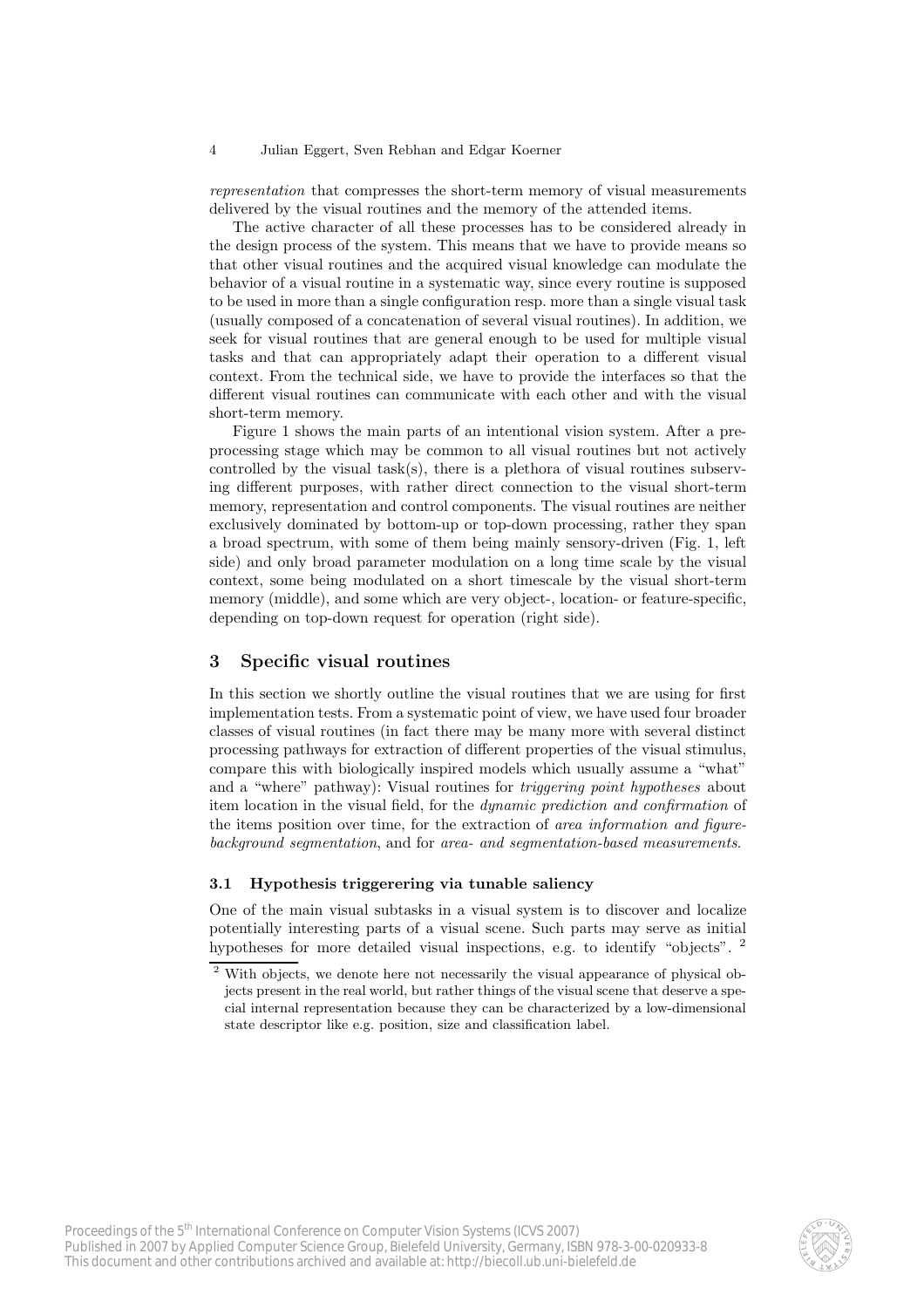*representation* that compresses the short-term memory of visual measurements delivered by the visual routines and the memory of the attended items.

The active character of all these processes has to be considered already in the design process of the system. This means that we have to provide means so that other visual routines and the acquired visual knowledge can modulate the behavior of a visual routine in a systematic way, since every routine is supposed to be used in more than a single configuration resp. more than a single visual task (usually composed of a concatenation of several visual routines). In addition, we seek for visual routines that are general enough to be used for multiple visual tasks and that can appropriately adapt their operation to a different visual context. From the technical side, we have to provide the interfaces so that the different visual routines can communicate with each other and with the visual short-term memory.

Figure 1 shows the main parts of an intentional vision system. After a preprocessing stage which may be common to all visual routines but not actively controlled by the visual task(s), there is a plethora of visual routines subserving different purposes, with rather direct connection to the visual short-term memory, representation and control components. The visual routines are neither exclusively dominated by bottom-up or top-down processing, rather they span a broad spectrum, with some of them being mainly sensory-driven (Fig. 1, left side) and only broad parameter modulation on a long time scale by the visual context, some being modulated on a short timescale by the visual short-term memory (middle), and some which are very object-, location- or feature-specific, depending on top-down request for operation (right side).

## 3 Specific visual routines

In this section we shortly outline the visual routines that we are using for first implementation tests. From a systematic point of view, we have used four broader classes of visual routines (in fact there may be many more with several distinct processing pathways for extraction of different properties of the visual stimulus, compare this with biologically inspired models which usually assume a "what" and a "where" pathway): Visual routines for *triggering point hypotheses* about item location in the visual field, for the *dynamic prediction and confirmation* of the items position over time, for the extraction of *area information and figure-background segmentation*, and for *area- and segmentation-based measurements*.

### 3.1 Hypothesis triggerering via tunable saliency

One of the main visual subtasks in a visual system is to discover and localize potentially interesting parts of a visual scene. Such parts may serve as initial hypotheses for more detailed visual inspections, e.g. to identify "objects". [2]

[2] With objects, we denote here not necessarily the visual appearance of physical objects present in the real world, but rather things of the visual scene that deserve a special internal representation because they can be characterized by a low-dimensional state descriptor like e.g. position, size and classification label.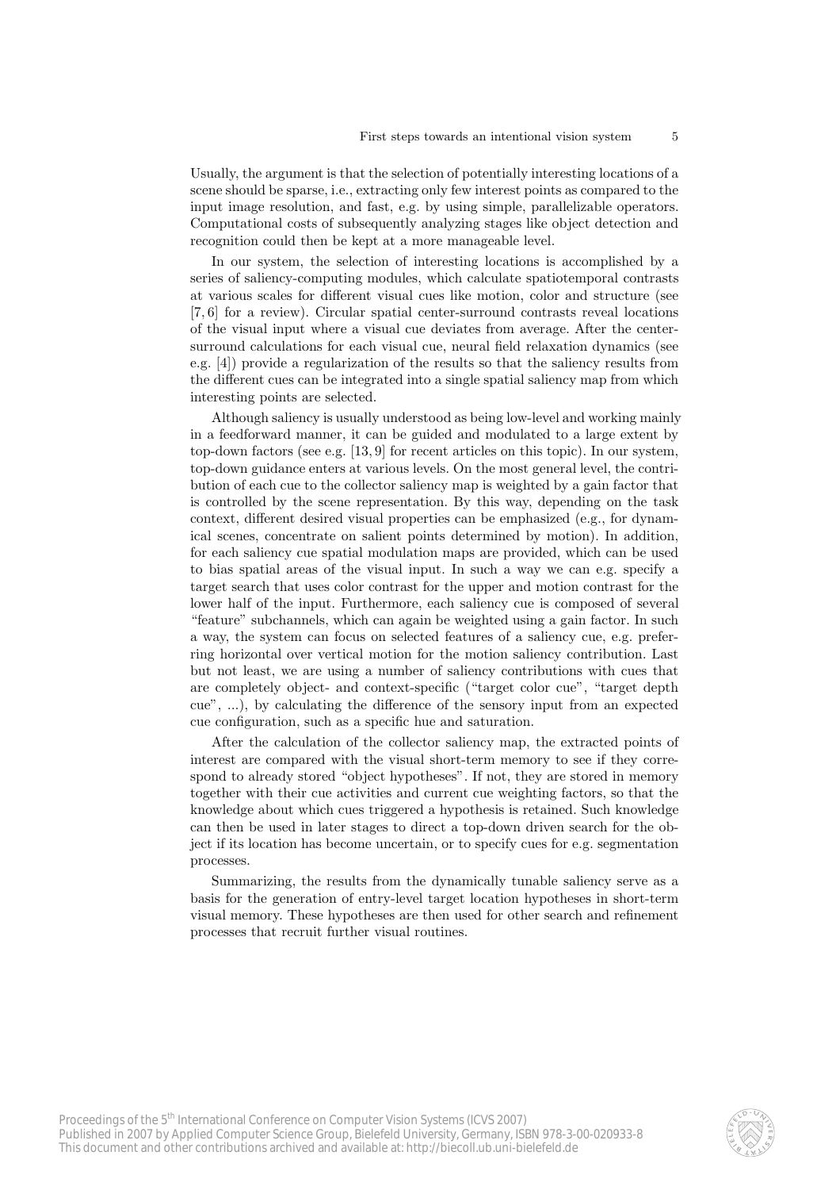Usually, the argument is that the selection of potentially interesting locations of a scene should be sparse, i.e., extracting only few interest points as compared to the input image resolution, and fast, e.g. by using simple, parallelizable operators. Computational costs of subsequently analyzing stages like object detection and recognition could then be kept at a more manageable level.

In our system, the selection of interesting locations is accomplished by a series of saliency-computing modules, which calculate spatiotemporal contrasts at various scales for different visual cues like motion, color and structure (see [7, 6] for a review). Circular spatial center-surround contrasts reveal locations of the visual input where a visual cue deviates from average. After the center-surround calculations for each visual cue, neural field relaxation dynamics (see e.g. [4]) provide a regularization of the results so that the saliency results from the different cues can be integrated into a single spatial saliency map from which interesting points are selected.

Although saliency is usually understood as being low-level and working mainly in a feedforward manner, it can be guided and modulated to a large extent by top-down factors (see e.g. [13, 9] for recent articles on this topic). In our system, top-down guidance enters at various levels. On the most general level, the contribution of each cue to the collector saliency map is weighted by a gain factor that is controlled by the scene representation. By this way, depending on the task context, different desired visual properties can be emphasized (e.g., for dynamical scenes, concentrate on salient points determined by motion). In addition, for each saliency cue spatial modulation maps are provided, which can be used to bias spatial areas of the visual input. In such a way we can e.g. specify a target search that uses color contrast for the upper and motion contrast for the lower half of the input. Furthermore, each saliency cue is composed of several "feature" subchannels, which can again be weighted using a gain factor. In such a way, the system can focus on selected features of a saliency cue, e.g. preferring horizontal over vertical motion for the motion saliency contribution. Last but not least, we are using a number of saliency contributions with cues that are completely object- and context-specific ("target color cue", "target depth cue", ...), by calculating the difference of the sensory input from an expected cue configuration, such as a specific hue and saturation.

After the calculation of the collector saliency map, the extracted points of interest are compared with the visual short-term memory to see if they correspond to already stored "object hypotheses". If not, they are stored in memory together with their cue activities and current cue weighting factors, so that the knowledge about which cues triggered a hypothesis is retained. Such knowledge can then be used in later stages to direct a top-down driven search for the object if its location has become uncertain, or to specify cues for e.g. segmentation processes.

Summarizing, the results from the dynamically tunable saliency serve as a basis for the generation of entry-level target location hypotheses in short-term visual memory. These hypotheses are then used for other search and refinement processes that recruit further visual routines.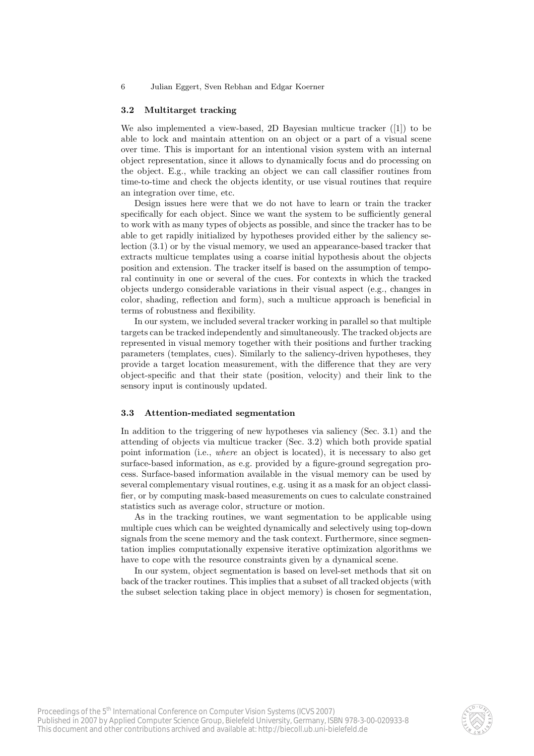### 3.2 Multitarget tracking

We also implemented a view-based, 2D Bayesian multicue tracker ([1]) to be able to lock and maintain attention on an object or a part of a visual scene over time. This is important for an intentional vision system with an internal object representation, since it allows to dynamically focus and do processing on the object. E.g., while tracking an object we can call classifier routines from time-to-time and check the objects identity, or use visual routines that require an integration over time, etc.

Design issues here were that we do not have to learn or train the tracker specifically for each object. Since we want the system to be sufficiently general to work with as many types of objects as possible, and since the tracker has to be able to get rapidly initialized by hypotheses provided either by the saliency selection (3.1) or by the visual memory, we used an appearance-based tracker that extracts multicue templates using a coarse initial hypothesis about the objects position and extension. The tracker itself is based on the assumption of temporal continuity in one or several of the cues. For contexts in which the tracked objects undergo considerable variations in their visual aspect (e.g., changes in color, shading, reflection and form), such a multicue approach is beneficial in terms of robustness and flexibility.

In our system, we included several tracker working in parallel so that multiple targets can be tracked independently and simultaneously. The tracked objects are represented in visual memory together with their positions and further tracking parameters (templates, cues). Similarly to the saliency-driven hypotheses, they provide a target location measurement, with the difference that they are very object-specific and that their state (position, velocity) and their link to the sensory input is continously updated.

### 3.3 Attention-mediated segmentation

In addition to the triggering of new hypotheses via saliency (Sec. 3.1) and the attending of objects via multicue tracker (Sec. 3.2) which both provide spatial point information (i.e., *where* an object is located), it is necessary to also get surface-based information, as e.g. provided by a figure-ground segregation process. Surface-based information available in the visual memory can be used by several complementary visual routines, e.g. using it as a mask for an object classifier, or by computing mask-based measurements on cues to calculate constrained statistics such as average color, structure or motion.

As in the tracking routines, we want segmentation to be applicable using multiple cues which can be weighted dynamically and selectively using top-down signals from the scene memory and the task context. Furthermore, since segmentation implies computationally expensive iterative optimization algorithms we have to cope with the resource constraints given by a dynamical scene.

In our system, object segmentation is based on level-set methods that sit on back of the tracker routines. This implies that a subset of all tracked objects (with the subset selection taking place in object memory) is chosen for segmentation,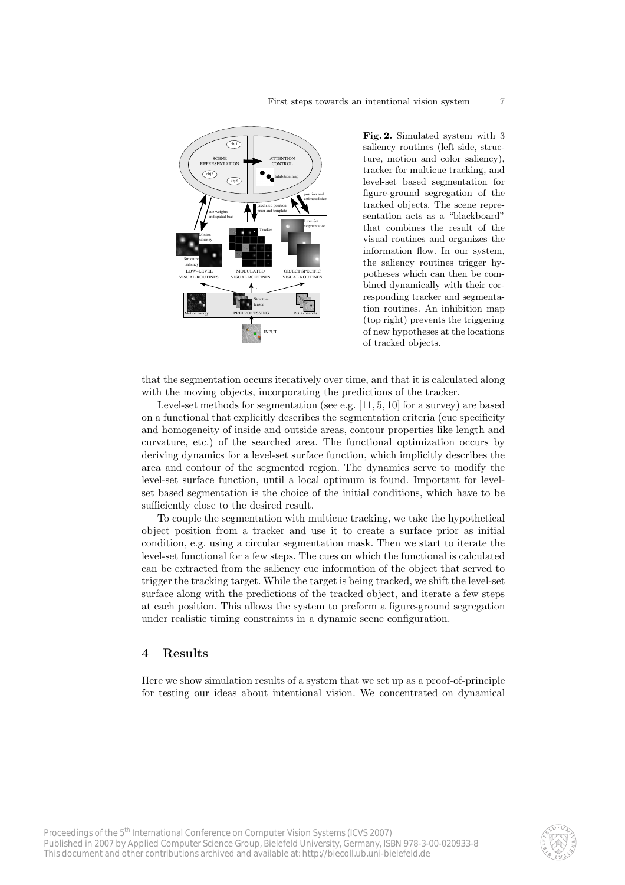**Fig. 2.** Simulated system with 3 saliency routines (left side, structure, motion and color saliency), tracker for multicue tracking, and level-set based segmentation for figure-ground segregation of the tracked objects. The scene representation acts as a "blackboard" that combines the result of the visual routines and organizes the information flow. In our system, the saliency routines trigger hypotheses which can then be combined dynamically with their corresponding tracker and segmentation routines. An inhibition map (top right) prevents the triggering of new hypotheses at the locations of tracked objects.

that the segmentation occurs iteratively over time, and that it is calculated along with the moving objects, incorporating the predictions of the tracker.

Level-set methods for segmentation (see e.g. [11, 5, 10] for a survey) are based on a functional that explicitly describes the segmentation criteria (cue specificity and homogeneity of inside and outside areas, contour properties like length and curvature, etc.) of the searched area. The functional optimization occurs by deriving dynamics for a level-set surface function, which implicitly describes the area and contour of the segmented region. The dynamics serve to modify the level-set surface function, until a local optimum is found. Important for level-set based segmentation is the choice of the initial conditions, which have to be sufficiently close to the desired result.

To couple the segmentation with multicue tracking, we take the hypothetical object position from a tracker and use it to create a surface prior as initial condition, e.g. using a circular segmentation mask. Then we start to iterate the level-set functional for a few steps. The cues on which the functional is calculated can be extracted from the saliency cue information of the object that served to trigger the tracking target. While the target is being tracked, we shift the level-set surface along with the predictions of the tracked object, and iterate a few steps at each position. This allows the system to preform a figure-ground segregation under realistic timing constraints in a dynamic scene configuration.

## 4 Results

Here we show simulation results of a system that we set up as a proof-of-principle for testing our ideas about intentional vision. We concentrated on dynamical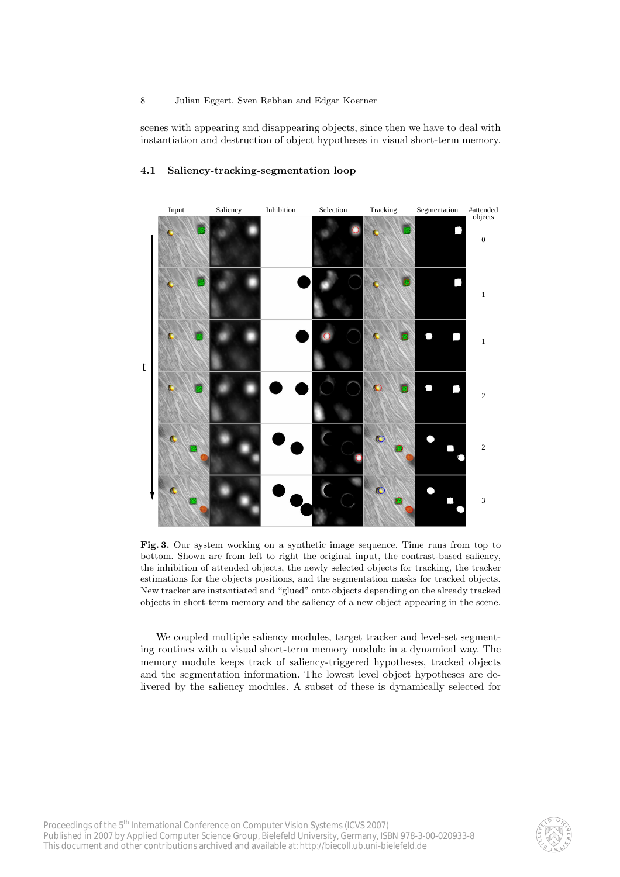scenes with appearing and disappearing objects, since then we have to deal with instantiation and destruction of object hypotheses in visual short-term memory.

### 4.1 Saliency-tracking-segmentation loop

**Fig. 3.** Our system working on a synthetic image sequence. Time runs from top to bottom. Shown are from left to right the original input, the contrast-based saliency, the inhibition of attended objects, the newly selected objects for tracking, the tracker estimations for the objects positions, and the segmentation masks for tracked objects. New tracker are instantiated and "glued" onto objects depending on the already tracked objects in short-term memory and the saliency of a new object appearing in the scene.

We coupled multiple saliency modules, target tracker and level-set segmenting routines with a visual short-term memory module in a dynamical way. The memory module keeps track of saliency-triggered hypotheses, tracked objects and the segmentation information. The lowest level object hypotheses are delivered by the saliency modules. A subset of these is dynamically selected for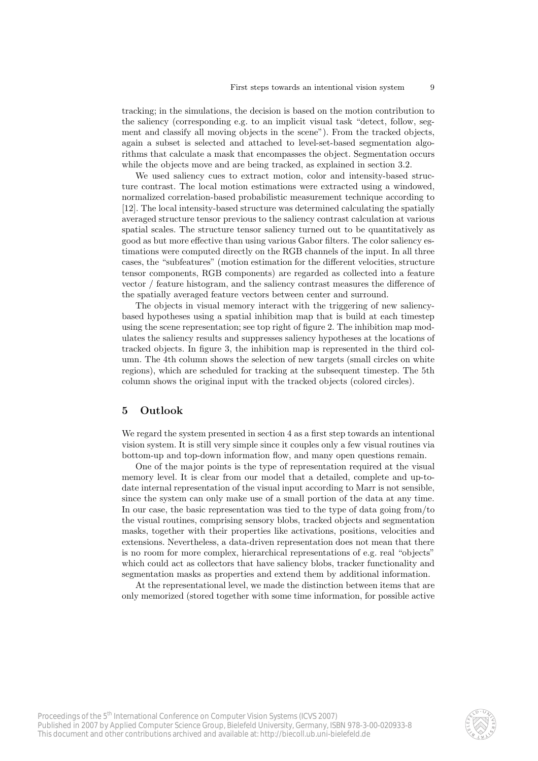tracking; in the simulations, the decision is based on the motion contribution to the saliency (corresponding e.g. to an implicit visual task "detect, follow, segment and classify all moving objects in the scene"). From the tracked objects, again a subset is selected and attached to level-set-based segmentation algorithms that calculate a mask that encompasses the object. Segmentation occurs while the objects move and are being tracked, as explained in section 3.2.

We used saliency cues to extract motion, color and intensity-based structure contrast. The local motion estimations were extracted using a windowed, normalized correlation-based probabilistic measurement technique according to [12]. The local intensity-based structure was determined calculating the spatially averaged structure tensor previous to the saliency contrast calculation at various spatial scales. The structure tensor saliency turned out to be quantitatively as good as but more effective than using various Gabor filters. The color saliency estimations were computed directly on the RGB channels of the input. In all three cases, the "subfeatures" (motion estimation for the different velocities, structure tensor components, RGB components) are regarded as collected into a feature vector / feature histogram, and the saliency contrast measures the difference of the spatially averaged feature vectors between center and surround.

The objects in visual memory interact with the triggering of new saliency-based hypotheses using a spatial inhibition map that is build at each timestep using the scene representation; see top right of figure 2. The inhibition map modulates the saliency results and suppresses saliency hypotheses at the locations of tracked objects. In figure 3, the inhibition map is represented in the third column. The 4th column shows the selection of new targets (small circles on white regions), which are scheduled for tracking at the subsequent timestep. The 5th column shows the original input with the tracked objects (colored circles).

## 5 Outlook

We regard the system presented in section 4 as a first step towards an intentional vision system. It is still very simple since it couples only a few visual routines via bottom-up and top-down information flow, and many open questions remain.

One of the major points is the type of representation required at the visual memory level. It is clear from our model that a detailed, complete and up-to-date internal representation of the visual input according to Marr is not sensible, since the system can only make use of a small portion of the data at any time. In our case, the basic representation was tied to the type of data going from/to the visual routines, comprising sensory blobs, tracked objects and segmentation masks, together with their properties like activations, positions, velocities and extensions. Nevertheless, a data-driven representation does not mean that there is no room for more complex, hierarchical representations of e.g. real "objects" which could act as collectors that have saliency blobs, tracker functionality and segmentation masks as properties and extend them by additional information.

At the representational level, we made the distinction between items that are only memorized (stored together with some time information, for possible active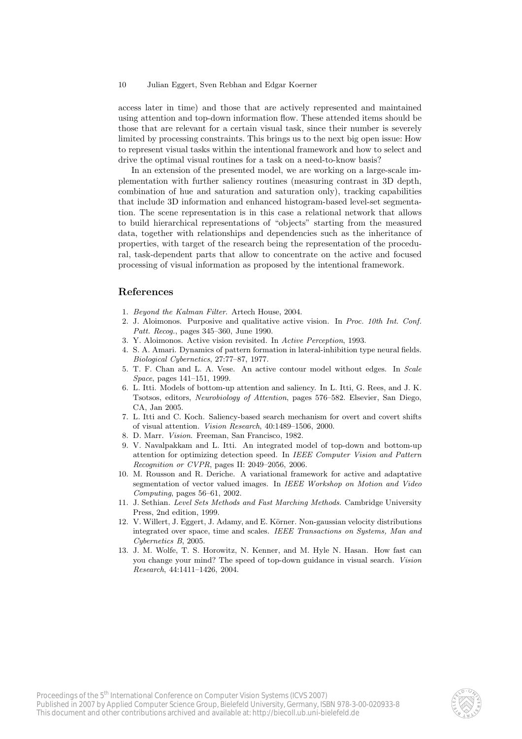access later in time) and those that are actively represented and maintained using attention and top-down information flow. These attended items should be those that are relevant for a certain visual task, since their number is severely limited by processing constraints. This brings us to the next big open issue: How to represent visual tasks within the intentional framework and how to select and drive the optimal visual routines for a task on a need-to-know basis?

In an extension of the presented model, we are working on a large-scale implementation with further saliency routines (measuring contrast in 3D depth, combination of hue and saturation and saturation only), tracking capabilities that include 3D information and enhanced histogram-based level-set segmentation. The scene representation is in this case a relational network that allows to build hierarchical representations of "objects" starting from the measured data, together with relationships and dependencies such as the inheritance of properties, with target of the research being the representation of the procedural, task-dependent parts that allow to concentrate on the active and focused processing of visual information as proposed by the intentional framework.

## References

1. *Beyond the Kalman Filter*. Artech House, 2004.
2. J. Aloimonos. Purposive and qualitative active vision. In *Proc. 10th Int. Conf. Patt. Recog.*, pages 345–360, June 1990.
3. Y. Aloimonos. Active vision revisited. In *Active Perception*, 1993.
4. S. A. Amari. Dynamics of pattern formation in lateral-inhibition type neural fields. *Biological Cybernetics*, 27:77–87, 1977.
5. T. F. Chan and L. A. Vese. An active contour model without edges. In *Scale Space*, pages 141–151, 1999.
6. L. Itti. Models of bottom-up attention and saliency. In L. Itti, G. Rees, and J. K. Tsotsos, editors, *Neurobiology of Attention*, pages 576–582. Elsevier, San Diego, CA, Jan 2005.
7. L. Itti and C. Koch. Saliency-based search mechanism for overt and covert shifts of visual attention. *Vision Research*, 40:1489–1506, 2000.
8. D. Marr. *Vision*. Freeman, San Francisco, 1982.
9. V. Navalpakkam and L. Itti. An integrated model of top-down and bottom-up attention for optimizing detection speed. In *IEEE Computer Vision and Pattern Recognition or CVPR*, pages II: 2049–2056, 2006.
10. M. Rousson and R. Deriche. A variational framework for active and adaptative segmentation of vector valued images. In *IEEE Workshop on Motion and Video Computing*, pages 56–61, 2002.
11. J. Sethian. *Level Sets Methods and Fast Marching Methods*. Cambridge University Press, 2nd edition, 1999.
12. V. Willert, J. Eggert, J. Adamy, and E. Körner. Non-gaussian velocity distributions integrated over space, time and scales. *IEEE Transactions on Systems, Man and Cybernetics B*, 2005.
13. J. M. Wolfe, T. S. Horowitz, N. Kenner, and M. Hyle N. Hasan. How fast can you change your mind? The speed of top-down guidance in visual search. *Vision Research*, 44:1411–1426, 2004.